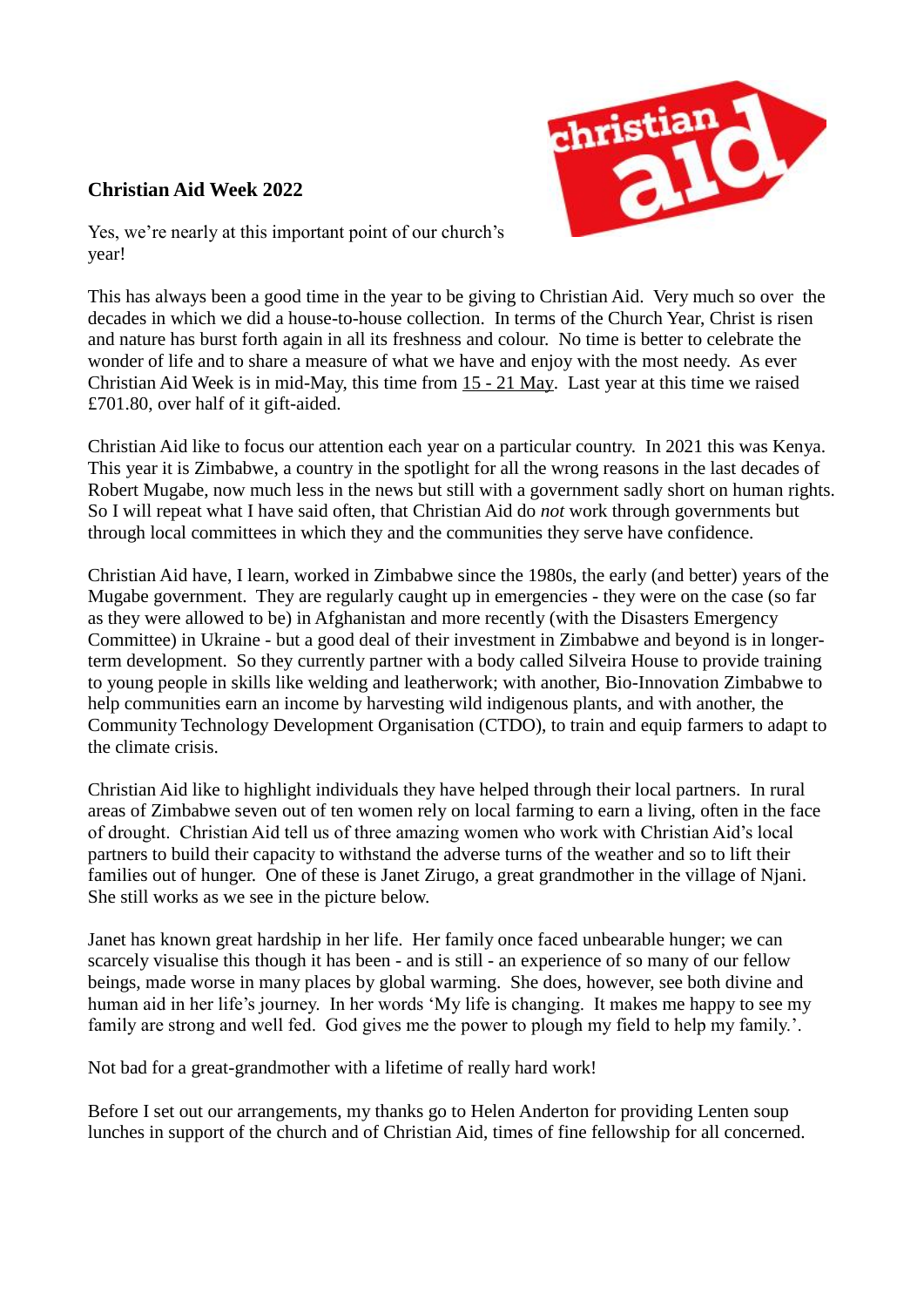## Christian Aid Week 2022

Yes, we're nearly at this important point of our church's year!

This has always been a good time in the year to be giving to Christian Aid. Very much so over the decades in which we did a house-to-house collection. In terms of the Church Year, Christ is risen and nature has burst forth again in all its freshness and colour. No time is better to celebrate the wonder of life and to share a measure of what we have and enjoy with the most needy. As ever Christian Aid Week is in mid-May, this time from 15 - 21 May. Last year at this time we raised £701.80, over half of it gift-aided.

Christian Aid like to focus our attention each year on a particular country. In 2021 this was Kenya. This year it is Zimbabwe, a country in the spotlight for all the wrong reasons in the last decades of Robert Mugabe, now much less in the news but still with a government sadly short on human rights. So I will repeat what I have said often, that Christian Aid do *not* work through governments but through local committees in which they and the communities they serve have confidence.

Christian Aid have, I learn, worked in Zimbabwe since the 1980s, the early (and better) years of the Mugabe government. They are regularly caught up in emergencies - they were on the case (so far as they were allowed to be) in Afghanistan and more recently (with the Disasters Emergency Committee) in Ukraine - but a good deal of their investment in Zimbabwe and beyond is in longer-term development. So they currently partner with a body called Silveira House to provide training to young people in skills like welding and leatherwork; with another, Bio-Innovation Zimbabwe to help communities earn an income by harvesting wild indigenous plants, and with another, the Community Technology Development Organisation (CTDO), to train and equip farmers to adapt to the climate crisis.

Christian Aid like to highlight individuals they have helped through their local partners. In rural areas of Zimbabwe seven out of ten women rely on local farming to earn a living, often in the face of drought. Christian Aid tell us of three amazing women who work with Christian Aid's local partners to build their capacity to withstand the adverse turns of the weather and so to lift their families out of hunger. One of these is Janet Zirugo, a great grandmother in the village of Njani. She still works as we see in the picture below.

Janet has known great hardship in her life. Her family once faced unbearable hunger; we can scarcely visualise this though it has been - and is still - an experience of so many of our fellow beings, made worse in many places by global warming. She does, however, see both divine and human aid in her life's journey. In her words 'My life is changing. It makes me happy to see my family are strong and well fed. God gives me the power to plough my field to help my family.'.

Not bad for a great-grandmother with a lifetime of really hard work!

Before I set out our arrangements, my thanks go to Helen Anderton for providing Lenten soup lunches in support of the church and of Christian Aid, times of fine fellowship for all concerned.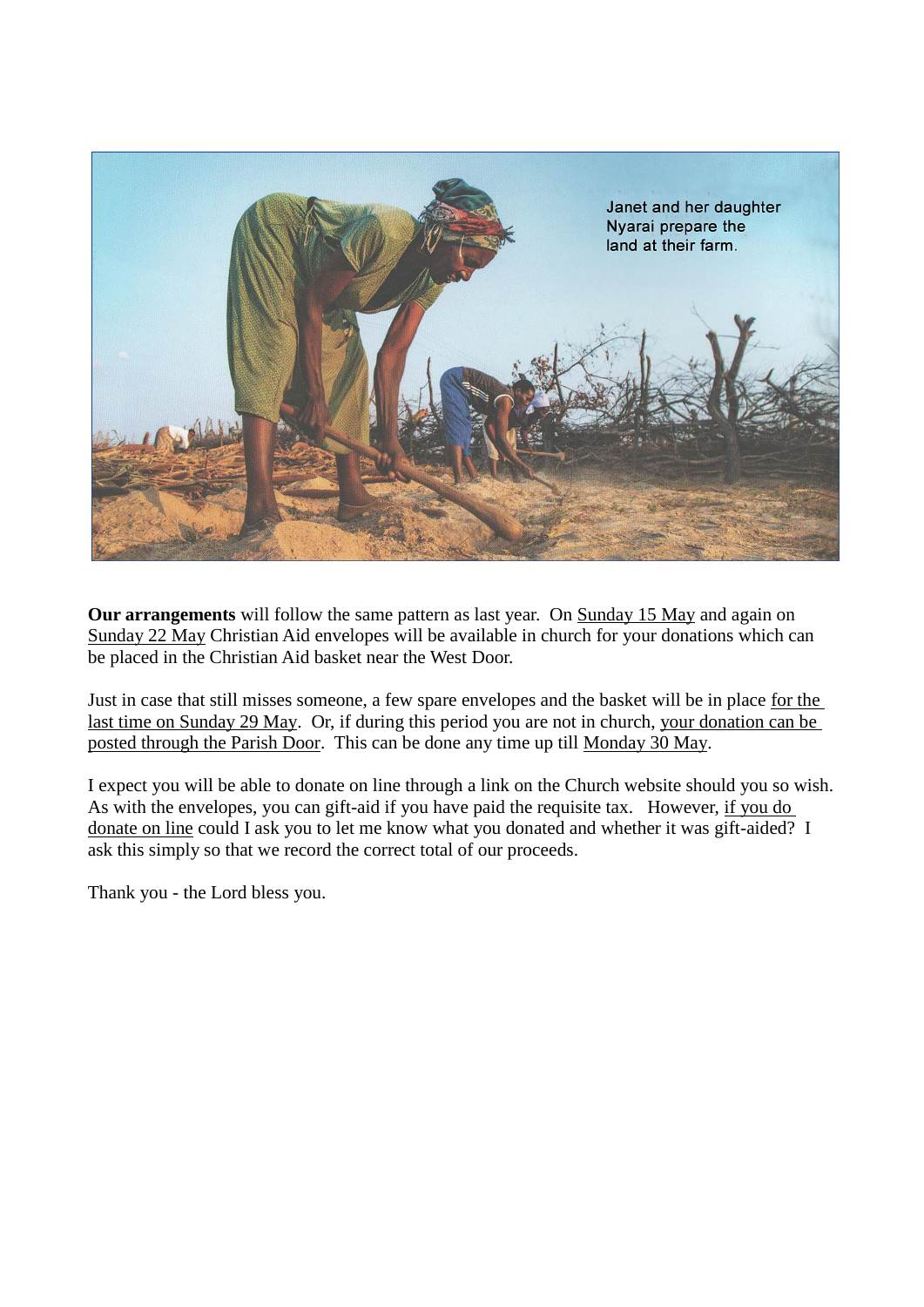Janet and her daughter Nyarai prepare the land at their farm.

**Our arrangements** will follow the same pattern as last year. On Sunday 15 May and again on Sunday 22 May Christian Aid envelopes will be available in church for your donations which can be placed in the Christian Aid basket near the West Door.

Just in case that still misses someone, a few spare envelopes and the basket will be in place for the last time on Sunday 29 May. Or, if during this period you are not in church, your donation can be posted through the Parish Door. This can be done any time up till Monday 30 May.

I expect you will be able to donate on line through a link on the Church website should you so wish. As with the envelopes, you can gift-aid if you have paid the requisite tax. However, if you do donate on line could I ask you to let me know what you donated and whether it was gift-aided? I ask this simply so that we record the correct total of our proceeds.

Thank you - the Lord bless you.